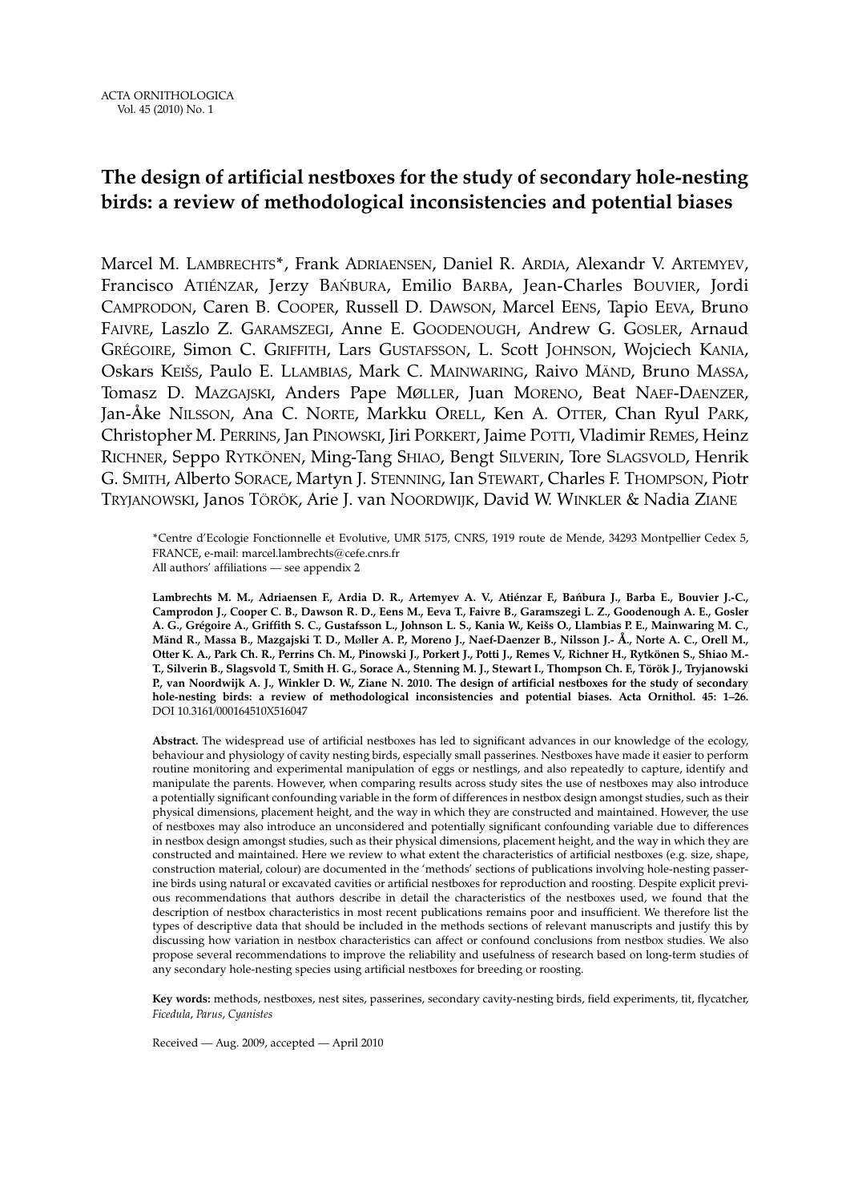ACTA ORNITHOLOGICA
Vol. 45 (2010) No. 1

# The design of artificial nestboxes for the study of secondary hole-nesting birds: a review of methodological inconsistencies and potential biases

Marcel M. LAMBRECHTS*, Frank ADRIAENSEN, Daniel R. ARDIA, Alexandr V. ARTEMYEV, Francisco ATIÉNZAR, Jerzy BAŃBURA, Emilio BARBA, Jean-Charles BOUVIER, Jordi CAMPRODON, Caren B. COOPER, Russell D. DAWSON, Marcel EENS, Tapio EEVA, Bruno FAIVRE, Laszlo Z. GARAMSZEGI, Anne E. GOODENOUGH, Andrew G. GOSLER, Arnaud GRÉGOIRE, Simon C. GRIFFITH, Lars GUSTAFSSON, L. Scott JOHNSON, Wojciech KANIA, Oskars KEIŠS, Paulo E. LLAMBIAS, Mark C. MAINWARING, Raivo MÄND, Bruno MASSA, Tomasz D. MAZGAJSKI, Anders Pape MØLLER, Juan MORENO, Beat NAEF-DAENZER, Jan-Åke NILSSON, Ana C. NORTE, Markku ORELL, Ken A. OTTER, Chan Ryul PARK, Christopher M. PERRINS, Jan PINOWSKI, Jiri PORKERT, Jaime POTTI, Vladimir REMES, Heinz RICHNER, Seppo RYTKÖNEN, Ming-Tang SHIAO, Bengt SILVERIN, Tore SLAGSVOLD, Henrik G. SMITH, Alberto SORACE, Martyn J. STENNING, Ian STEWART, Charles F. THOMPSON, Piotr TRYJANOWSKI, Janos TÖRÖK, Arie J. van NOORDWIJK, David W. WINKLER & Nadia ZIANE

*Centre d'Ecologie Fonctionnelle et Evolutive, UMR 5175, CNRS, 1919 route de Mende, 34293 Montpellier Cedex 5, FRANCE, e-mail: marcel.lambrechts@cefe.cnrs.fr
All authors' affiliations — see appendix 2

**Lambrechts M. M., Adriaensen F., Ardia D. R., Artemyev A. V., Atiénzar F., Bańbura J., Barba E., Bouvier J.-C., Camprodon J., Cooper C. B., Dawson R. D., Eens M., Eeva T., Faivre B., Garamszegi L. Z., Goodenough A. E., Gosler A. G., Grégoire A., Griffith S. C., Gustafsson L., Johnson L. S., Kania W., Keišs O., Llambias P. E., Mainwaring M. C., Mänd R., Massa B., Mazgajski T. D., Møller A. P., Moreno J., Naef-Daenzer B., Nilsson J.- Å., Norte A. C., Orell M., Otter K. A., Park Ch. R., Perrins Ch. M., Pinowski J., Porkert J., Potti J., Remes V., Richner H., Rytkönen S., Shiao M.-T., Silverin B., Slagsvold T., Smith H. G., Sorace A., Stenning M. J., Stewart I., Thompson Ch. F., Török J., Tryjanowski P., van Noordwijk A. J., Winkler D. W., Ziane N. 2010. The design of artificial nestboxes for the study of secondary hole-nesting birds: a review of methodological inconsistencies and potential biases. Acta Ornithol. 45: 1–26.** DOI 10.3161/000164510X516047

**Abstract.** The widespread use of artificial nestboxes has led to significant advances in our knowledge of the ecology, behaviour and physiology of cavity nesting birds, especially small passerines. Nestboxes have made it easier to perform routine monitoring and experimental manipulation of eggs or nestlings, and also repeatedly to capture, identify and manipulate the parents. However, when comparing results across study sites the use of nestboxes may also introduce a potentially significant confounding variable in the form of differences in nestbox design amongst studies, such as their physical dimensions, placement height, and the way in which they are constructed and maintained. However, the use of nestboxes may also introduce an unconsidered and potentially significant confounding variable due to differences in nestbox design amongst studies, such as their physical dimensions, placement height, and the way in which they are constructed and maintained. Here we review to what extent the characteristics of artificial nestboxes (e.g. size, shape, construction material, colour) are documented in the 'methods' sections of publications involving hole-nesting passerine birds using natural or excavated cavities or artificial nestboxes for reproduction and roosting. Despite explicit previous recommendations that authors describe in detail the characteristics of the nestboxes used, we found that the description of nestbox characteristics in most recent publications remains poor and insufficient. We therefore list the types of descriptive data that should be included in the methods sections of relevant manuscripts and justify this by discussing how variation in nestbox characteristics can affect or confound conclusions from nestbox studies. We also propose several recommendations to improve the reliability and usefulness of research based on long-term studies of any secondary hole-nesting species using artificial nestboxes for breeding or roosting.

**Key words:** methods, nestboxes, nest sites, passerines, secondary cavity-nesting birds, field experiments, tit, flycatcher, *Ficedula*, *Parus*, *Cyanistes*

Received — Aug. 2009, accepted — April 2010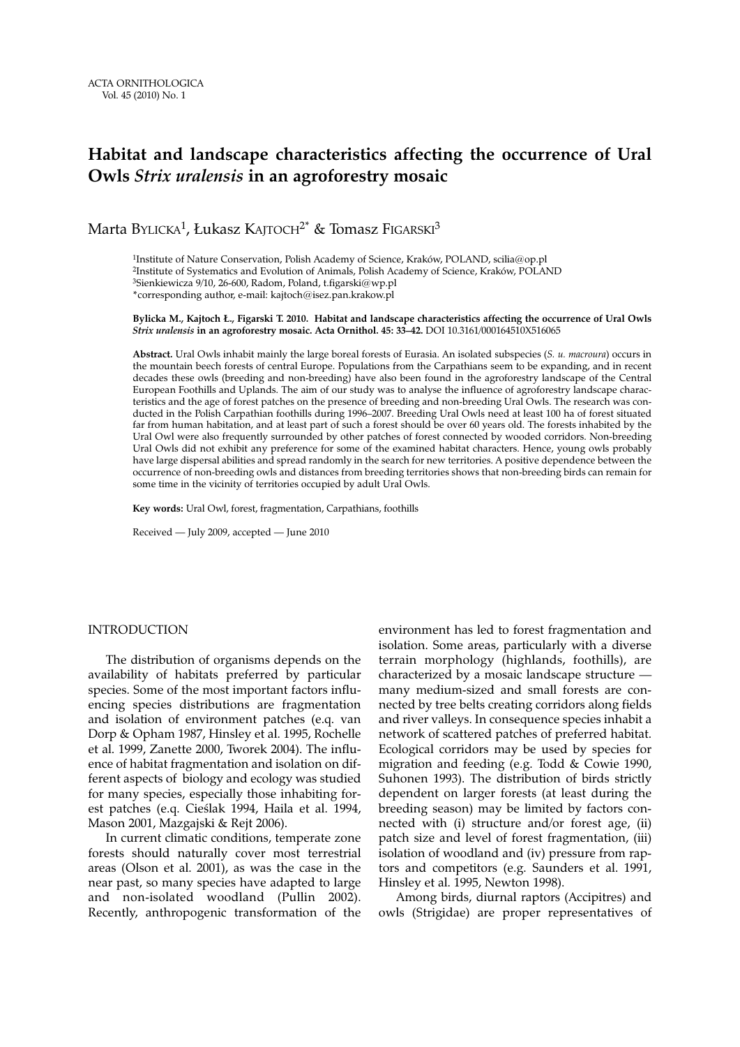# Habitat and landscape characteristics affecting the occurrence of Ural Owls *Strix uralensis* in an agroforestry mosaic

Marta Bylicka[1], Łukasz Kajtoch[2*] & Tomasz Figarski[3]

[1]Institute of Nature Conservation, Polish Academy of Science, Kraków, POLAND, scilia@op.pl
[2]Institute of Systematics and Evolution of Animals, Polish Academy of Science, Kraków, POLAND
[3]Sienkiewicza 9/10, 26-600, Radom, Poland, t.figarski@wp.pl
*corresponding author, e-mail: kajtoch@isez.pan.krakow.pl

**Bylicka M., Kajtoch Ł., Figarski T. 2010. Habitat and landscape characteristics affecting the occurrence of Ural Owls *Strix uralensis* in an agroforestry mosaic. Acta Ornithol. 45: 33–42.** DOI 10.3161/000164510X516065

**Abstract.** Ural Owls inhabit mainly the large boreal forests of Eurasia. An isolated subspecies (*S. u. macroura*) occurs in the mountain beech forests of central Europe. Populations from the Carpathians seem to be expanding, and in recent decades these owls (breeding and non-breeding) have also been found in the agroforestry landscape of the Central European Foothills and Uplands. The aim of our study was to analyse the influence of agroforestry landscape characteristics and the age of forest patches on the presence of breeding and non-breeding Ural Owls. The research was conducted in the Polish Carpathian foothills during 1996–2007. Breeding Ural Owls need at least 100 ha of forest situated far from human habitation, and at least part of such a forest should be over 60 years old. The forests inhabited by the Ural Owl were also frequently surrounded by other patches of forest connected by wooded corridors. Non-breeding Ural Owls did not exhibit any preference for some of the examined habitat characters. Hence, young owls probably have large dispersal abilities and spread randomly in the search for new territories. A positive dependence between the occurrence of non-breeding owls and distances from breeding territories shows that non-breeding birds can remain for some time in the vicinity of territories occupied by adult Ural Owls.

**Key words:** Ural Owl, forest, fragmentation, Carpathians, foothills

Received — July 2009, accepted — June 2010

## INTRODUCTION

The distribution of organisms depends on the availability of habitats preferred by particular species. Some of the most important factors influencing species distributions are fragmentation and isolation of environment patches (e.q. van Dorp & Opham 1987, Hinsley et al. 1995, Rochelle et al. 1999, Zanette 2000, Tworek 2004). The influence of habitat fragmentation and isolation on different aspects of biology and ecology was studied for many species, especially those inhabiting forest patches (e.q. Cieślak 1994, Haila et al. 1994, Mason 2001, Mazgajski & Rejt 2006).

In current climatic conditions, temperate zone forests should naturally cover most terrestrial areas (Olson et al. 2001), as was the case in the near past, so many species have adapted to large and non-isolated woodland (Pullin 2002). Recently, anthropogenic transformation of the environment has led to forest fragmentation and isolation. Some areas, particularly with a diverse terrain morphology (highlands, foothills), are characterized by a mosaic landscape structure — many medium-sized and small forests are connected by tree belts creating corridors along fields and river valleys. In consequence species inhabit a network of scattered patches of preferred habitat. Ecological corridors may be used by species for migration and feeding (e.g. Todd & Cowie 1990, Suhonen 1993). The distribution of birds strictly dependent on larger forests (at least during the breeding season) may be limited by factors connected with (i) structure and/or forest age, (ii) patch size and level of forest fragmentation, (iii) isolation of woodland and (iv) pressure from raptors and competitors (e.g. Saunders et al. 1991, Hinsley et al. 1995, Newton 1998).

Among birds, diurnal raptors (Accipitres) and owls (Strigidae) are proper representatives of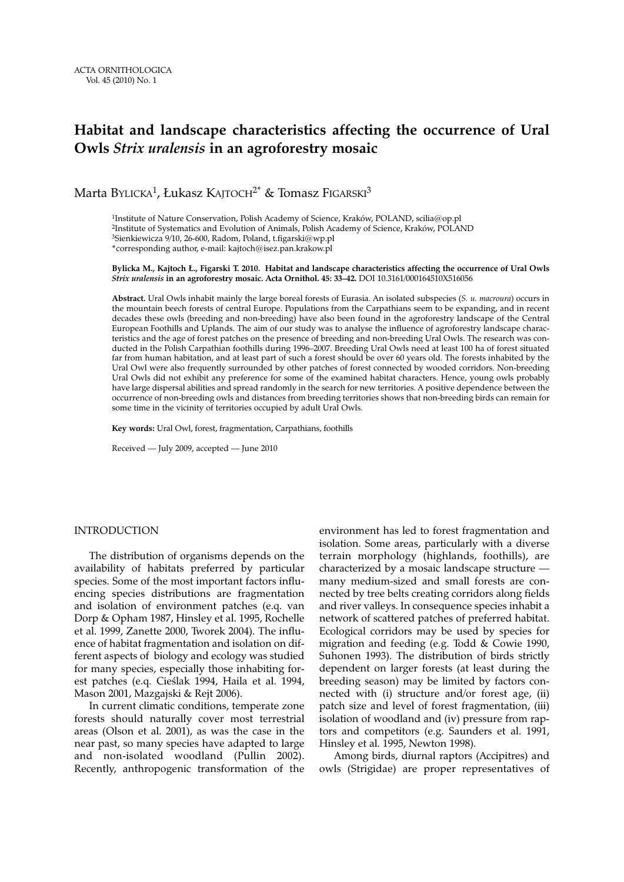ACTA ORNITHOLOGICA
Vol. 45 (2010) No. 1

# Habitat and landscape characteristics affecting the occurrence of Ural Owls *Strix uralensis* in an agroforestry mosaic

Marta BYLICKA[1], Łukasz KAJTOCH[2*] & Tomasz FIGARSKI[3]

[1]Institute of Nature Conservation, Polish Academy of Science, Kraków, POLAND, scilia@op.pl
[2]Institute of Systematics and Evolution of Animals, Polish Academy of Science, Kraków, POLAND
[3]Sienkiewicza 9/10, 26-600, Radom, Poland, t.figarski@wp.pl
*corresponding author, e-mail: kajtoch@isez.pan.krakow.pl

**Bylicka M., Kajtoch Ł., Figarski T. 2010. Habitat and landscape characteristics affecting the occurrence of Ural Owls *Strix uralensis* in an agroforestry mosaic. Acta Ornithol. 45: 33–42.** DOI 10.3161/000164510X516056

**Abstract.** Ural Owls inhabit mainly the large boreal forests of Eurasia. An isolated subspecies (*S. u. macroura*) occurs in the mountain beech forests of central Europe. Populations from the Carpathians seem to be expanding, and in recent decades these owls (breeding and non-breeding) have also been found in the agroforestry landscape of the Central European Foothills and Uplands. The aim of our study was to analyse the influence of agroforestry landscape characteristics and the age of forest patches on the presence of breeding and non-breeding Ural Owls. The research was conducted in the Polish Carpathian foothills during 1996–2007. Breeding Ural Owls need at least 100 ha of forest situated far from human habitation, and at least part of such a forest should be over 60 years old. The forests inhabited by the Ural Owl were also frequently surrounded by other patches of forest connected by wooded corridors. Non-breeding Ural Owls did not exhibit any preference for some of the examined habitat characters. Hence, young owls probably have large dispersal abilities and spread randomly in the search for new territories. A positive dependence between the occurrence of non-breeding owls and distances from breeding territories shows that non-breeding birds can remain for some time in the vicinity of territories occupied by adult Ural Owls.

**Key words:** Ural Owl, forest, fragmentation, Carpathians, foothills

Received — July 2009, accepted — June 2010

## INTRODUCTION

The distribution of organisms depends on the availability of habitats preferred by particular species. Some of the most important factors influencing species distributions are fragmentation and isolation of environment patches (e.q. van Dorp & Opham 1987, Hinsley et al. 1995, Rochelle et al. 1999, Zanette 2000, Tworek 2004). The influence of habitat fragmentation and isolation on different aspects of biology and ecology was studied for many species, especially those inhabiting forest patches (e.q. Cieślak 1994, Haila et al. 1994, Mason 2001, Mazgajski & Rejt 2006).

In current climatic conditions, temperate zone forests should naturally cover most terrestrial areas (Olson et al. 2001), as was the case in the near past, so many species have adapted to large and non-isolated woodland (Pullin 2002). Recently, anthropogenic transformation of the environment has led to forest fragmentation and isolation. Some areas, particularly with a diverse terrain morphology (highlands, foothills), are characterized by a mosaic landscape structure — many medium-sized and small forests are connected by tree belts creating corridors along fields and river valleys. In consequence species inhabit a network of scattered patches of preferred habitat. Ecological corridors may be used by species for migration and feeding (e.g. Todd & Cowie 1990, Suhonen 1993). The distribution of birds strictly dependent on larger forests (at least during the breeding season) may be limited by factors connected with (i) structure and/or forest age, (ii) patch size and level of forest fragmentation, (iii) isolation of woodland and (iv) pressure from raptors and competitors (e.g. Saunders et al. 1991, Hinsley et al. 1995, Newton 1998).

Among birds, diurnal raptors (Accipitres) and owls (Strigidae) are proper representatives of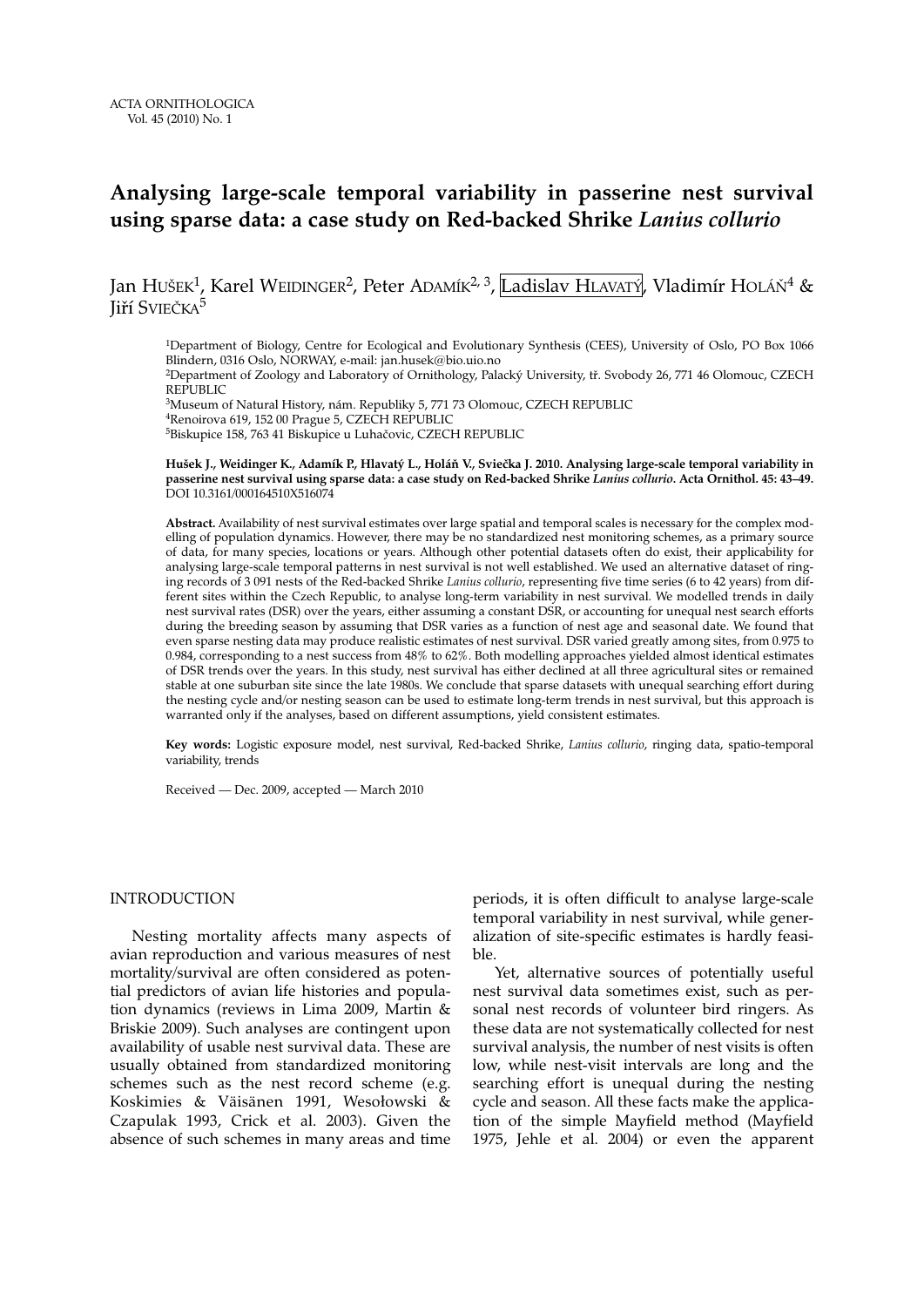ACTA ORNITHOLOGICA
Vol. 45 (2010) No. 1

# Analysing large-scale temporal variability in passerine nest survival using sparse data: a case study on Red-backed Shrike *Lanius collurio*

Jan Hušek[1], Karel Weidinger[2], Peter Adamík[2, 3], Ladislav Hlavatý, Vladimír Holáň[4] & Jiří Svieèka[5]

[1]Department of Biology, Centre for Ecological and Evolutionary Synthesis (CEES), University of Oslo, PO Box 1066 Blindern, 0316 Oslo, NORWAY, e-mail: jan.husek@bio.uio.no
[2]Department of Zoology and Laboratory of Ornithology, Palacký University, tř. Svobody 26, 771 46 Olomouc, CZECH REPUBLIC
[3]Museum of Natural History, nám. Republiky 5, 771 73 Olomouc, CZECH REPUBLIC
[4]Renoirova 619, 152 00 Prague 5, CZECH REPUBLIC
[5]Biskupice 158, 763 41 Biskupice u Luhačovic, CZECH REPUBLIC

**Hušek J., Weidinger K., Adamík P., Hlavatý L., Holáň V., Svieèka J. 2010. Analysing large-scale temporal variability in passerine nest survival using sparse data: a case study on Red-backed Shrike *Lanius collurio*. Acta Ornithol. 45: 43–49.** DOI 10.3161/000164510X516074

**Abstract.** Availability of nest survival estimates over large spatial and temporal scales is necessary for the complex modelling of population dynamics. However, there may be no standardized nest monitoring schemes, as a primary source of data, for many species, locations or years. Although other potential datasets often do exist, their applicability for analysing large-scale temporal patterns in nest survival is not well established. We used an alternative dataset of ringing records of 3 091 nests of the Red-backed Shrike *Lanius collurio*, representing five time series (6 to 42 years) from different sites within the Czech Republic, to analyse long-term variability in nest survival. We modelled trends in daily nest survival rates (DSR) over the years, either assuming a constant DSR, or accounting for unequal nest search efforts during the breeding season by assuming that DSR varies as a function of nest age and seasonal date. We found that even sparse nesting data may produce realistic estimates of nest survival. DSR varied greatly among sites, from 0.975 to 0.984, corresponding to a nest success from 48% to 62%. Both modelling approaches yielded almost identical estimates of DSR trends over the years. In this study, nest survival has either declined at all three agricultural sites or remained stable at one suburban site since the late 1980s. We conclude that sparse datasets with unequal searching effort during the nesting cycle and/or nesting season can be used to estimate long-term trends in nest survival, but this approach is warranted only if the analyses, based on different assumptions, yield consistent estimates.

**Key words:** Logistic exposure model, nest survival, Red-backed Shrike, *Lanius collurio*, ringing data, spatio-temporal variability, trends

Received — Dec. 2009, accepted — March 2010

## INTRODUCTION

Nesting mortality affects many aspects of avian reproduction and various measures of nest mortality/survival are often considered as potential predictors of avian life histories and population dynamics (reviews in Lima 2009, Martin & Briskie 2009). Such analyses are contingent upon availability of usable nest survival data. These are usually obtained from standardized monitoring schemes such as the nest record scheme (e.g. Koskimies & Väisänen 1991, Wesołowski & Czapulak 1993, Crick et al. 2003). Given the absence of such schemes in many areas and time periods, it is often difficult to analyse large-scale temporal variability in nest survival, while generalization of site-specific estimates is hardly feasible.

Yet, alternative sources of potentially useful nest survival data sometimes exist, such as personal nest records of volunteer bird ringers. As these data are not systematically collected for nest survival analysis, the number of nest visits is often low, while nest-visit intervals are long and the searching effort is unequal during the nesting cycle and season. All these facts make the application of the simple Mayfield method (Mayfield 1975, Jehle et al. 2004) or even the apparent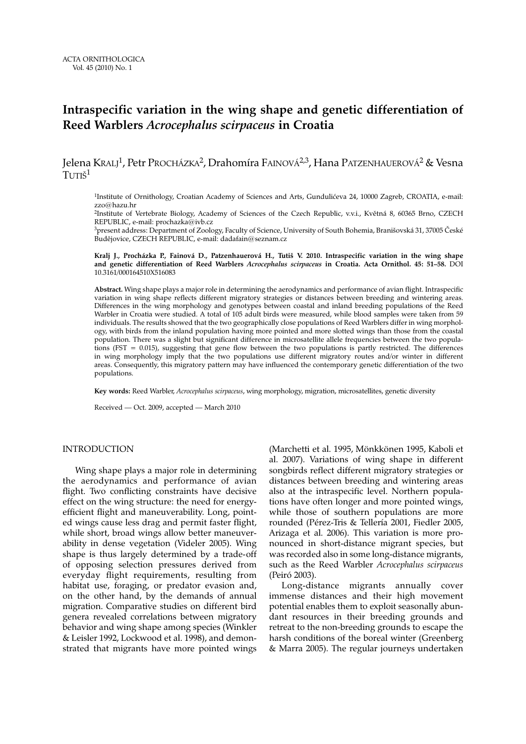# Intraspecific variation in the wing shape and genetic differentiation of Reed Warblers *Acrocephalus scirpaceus* in Croatia

Jelena Kralj[1], Petr Procházka[2], Drahomíra Fainová[2,3], Hana Patzenhauerová[2] & Vesna Tutiš[1]

[1]Institute of Ornithology, Croatian Academy of Sciences and Arts, Gundulićeva 24, 10000 Zagreb, CROATIA, e-mail: zzo@hazu.hr

[2]Institute of Vertebrate Biology, Academy of Sciences of the Czech Republic, v.v.i., Květná 8, 60365 Brno, CZECH REPUBLIC, e-mail: prochazka@ivb.cz

[3]present address: Department of Zoology, Faculty of Science, University of South Bohemia, Branišovská 31, 37005 České Budějovice, CZECH REPUBLIC, e-mail: dadafain@seznam.cz

**Kralj J., Procházka P., Fainová D., Patzenhauerová H., Tutiš V. 2010. Intraspecific variation in the wing shape and genetic differentiation of Reed Warblers *Acrocephalus scirpaceus* in Croatia. Acta Ornithol. 45: 51–58.** DOI 10.3161/000164510X516083

**Abstract.** Wing shape plays a major role in determining the aerodynamics and performance of avian flight. Intraspecific variation in wing shape reflects different migratory strategies or distances between breeding and wintering areas. Differences in the wing morphology and genotypes between coastal and inland breeding populations of the Reed Warbler in Croatia were studied. A total of 105 adult birds were measured, while blood samples were taken from 59 individuals. The results showed that the two geographically close populations of Reed Warblers differ in wing morphology, with birds from the inland population having more pointed and more slotted wings than those from the coastal population. There was a slight but significant difference in microsatellite allele frequencies between the two populations ($F_{ST}$ = 0.015), suggesting that gene flow between the two populations is partly restricted. The differences in wing morphology imply that the two populations use different migratory routes and/or winter in different areas. Consequently, this migratory pattern may have influenced the contemporary genetic differentiation of the two populations.

**Key words:** Reed Warbler, *Acrocephalus scirpaceus*, wing morphology, migration, microsatellites, genetic diversity

Received — Oct. 2009, accepted — March 2010

## INTRODUCTION

Wing shape plays a major role in determining the aerodynamics and performance of avian flight. Two conflicting constraints have decisive effect on the wing structure: the need for energy-efficient flight and maneuverability. Long, pointed wings cause less drag and permit faster flight, while short, broad wings allow better maneuverability in dense vegetation (Videler 2005). Wing shape is thus largely determined by a trade-off of opposing selection pressures derived from everyday flight requirements, resulting from habitat use, foraging, or predator evasion and, on the other hand, by the demands of annual migration. Comparative studies on different bird genera revealed correlations between migratory behavior and wing shape among species (Winkler & Leisler 1992, Lockwood et al. 1998), and demonstrated that migrants have more pointed wings (Marchetti et al. 1995, Mönkkönen 1995, Kaboli et al. 2007). Variations of wing shape in different songbirds reflect different migratory strategies or distances between breeding and wintering areas also at the intraspecific level. Northern populations have often longer and more pointed wings, while those of southern populations are more rounded (Pérez-Tris & Tellería 2001, Fiedler 2005, Arizaga et al. 2006). This variation is more pronounced in short-distance migrant species, but was recorded also in some long-distance migrants, such as the Reed Warbler *Acrocephalus scirpaceus* (Peiró 2003).

Long-distance migrants annually cover immense distances and their high movement potential enables them to exploit seasonally abundant resources in their breeding grounds and retreat to the non-breeding grounds to escape the harsh conditions of the boreal winter (Greenberg & Marra 2005). The regular journeys undertaken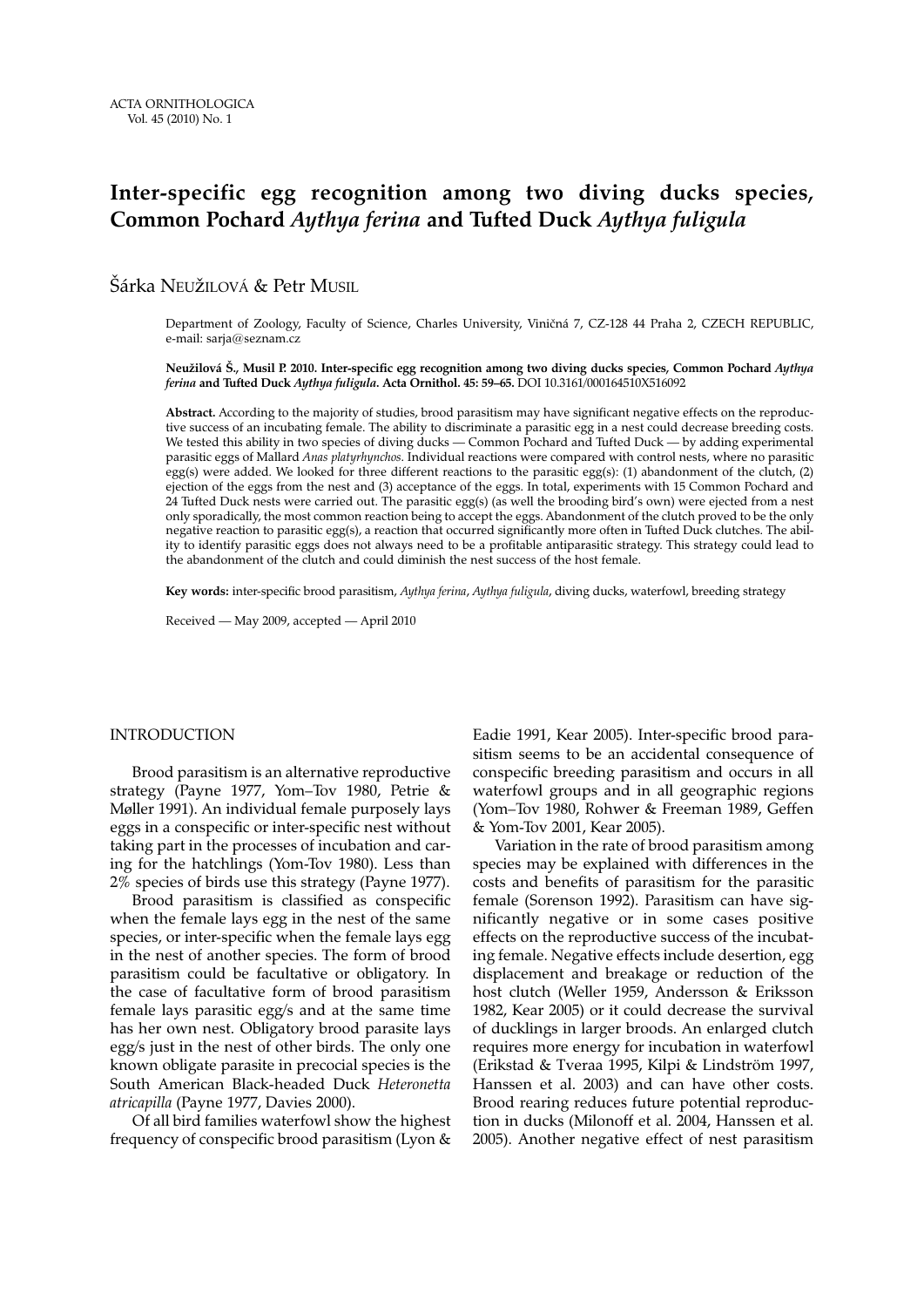# Inter-specific egg recognition among two diving ducks species, Common Pochard *Aythya ferina* and Tufted Duck *Aythya fuligula*

Šárka NEUŽILOVÁ & Petr MUSIL

Department of Zoology, Faculty of Science, Charles University, Viničná 7, CZ-128 44 Praha 2, CZECH REPUBLIC, e-mail: sarja@seznam.cz

**Neužilová Š., Musil P. 2010. Inter-specific egg recognition among two diving ducks species, Common Pochard *Aythya ferina* and Tufted Duck *Aythya fuligula*. Acta Ornithol. 45: 59–65.** DOI 10.3161/000164510X516092

**Abstract.** According to the majority of studies, brood parasitism may have significant negative effects on the reproductive success of an incubating female. The ability to discriminate a parasitic egg in a nest could decrease breeding costs. We tested this ability in two species of diving ducks — Common Pochard and Tufted Duck — by adding experimental parasitic eggs of Mallard *Anas platyrhynchos*. Individual reactions were compared with control nests, where no parasitic egg(s) were added. We looked for three different reactions to the parasitic egg(s): (1) abandonment of the clutch, (2) ejection of the eggs from the nest and (3) acceptance of the eggs. In total, experiments with 15 Common Pochard and 24 Tufted Duck nests were carried out. The parasitic egg(s) (as well the brooding bird's own) were ejected from a nest only sporadically, the most common reaction being to accept the eggs. Abandonment of the clutch proved to be the only negative reaction to parasitic egg(s), a reaction that occurred significantly more often in Tufted Duck clutches. The ability to identify parasitic eggs does not always need to be a profitable antiparasitic strategy. This strategy could lead to the abandonment of the clutch and could diminish the nest success of the host female.

**Key words:** inter-specific brood parasitism, *Aythya ferina*, *Aythya fuligula*, diving ducks, waterfowl, breeding strategy

Received — May 2009, accepted — April 2010

## INTRODUCTION

Brood parasitism is an alternative reproductive strategy (Payne 1977, Yom–Tov 1980, Petrie & Møller 1991). An individual female purposely lays eggs in a conspecific or inter-specific nest without taking part in the processes of incubation and caring for the hatchlings (Yom-Tov 1980). Less than 2% species of birds use this strategy (Payne 1977).

Brood parasitism is classified as conspecific when the female lays egg in the nest of the same species, or inter-specific when the female lays egg in the nest of another species. The form of brood parasitism could be facultative or obligatory. In the case of facultative form of brood parasitism female lays parasitic egg/s and at the same time has her own nest. Obligatory brood parasite lays egg/s just in the nest of other birds. The only one known obligate parasite in precocial species is the South American Black-headed Duck *Heteronetta atricapilla* (Payne 1977, Davies 2000).

Of all bird families waterfowl show the highest frequency of conspecific brood parasitism (Lyon & Eadie 1991, Kear 2005). Inter-specific brood parasitism seems to be an accidental consequence of conspecific breeding parasitism and occurs in all waterfowl groups and in all geographic regions (Yom–Tov 1980, Rohwer & Freeman 1989, Geffen & Yom-Tov 2001, Kear 2005).

Variation in the rate of brood parasitism among species may be explained with differences in the costs and benefits of parasitism for the parasitic female (Sorenson 1992). Parasitism can have significantly negative or in some cases positive effects on the reproductive success of the incubating female. Negative effects include desertion, egg displacement and breakage or reduction of the host clutch (Weller 1959, Andersson & Eriksson 1982, Kear 2005) or it could decrease the survival of ducklings in larger broods. An enlarged clutch requires more energy for incubation in waterfowl (Erikstad & Tveraa 1995, Kilpi & Lindström 1997, Hanssen et al. 2003) and can have other costs. Brood rearing reduces future potential reproduction in ducks (Milonoff et al. 2004, Hanssen et al. 2005). Another negative effect of nest parasitism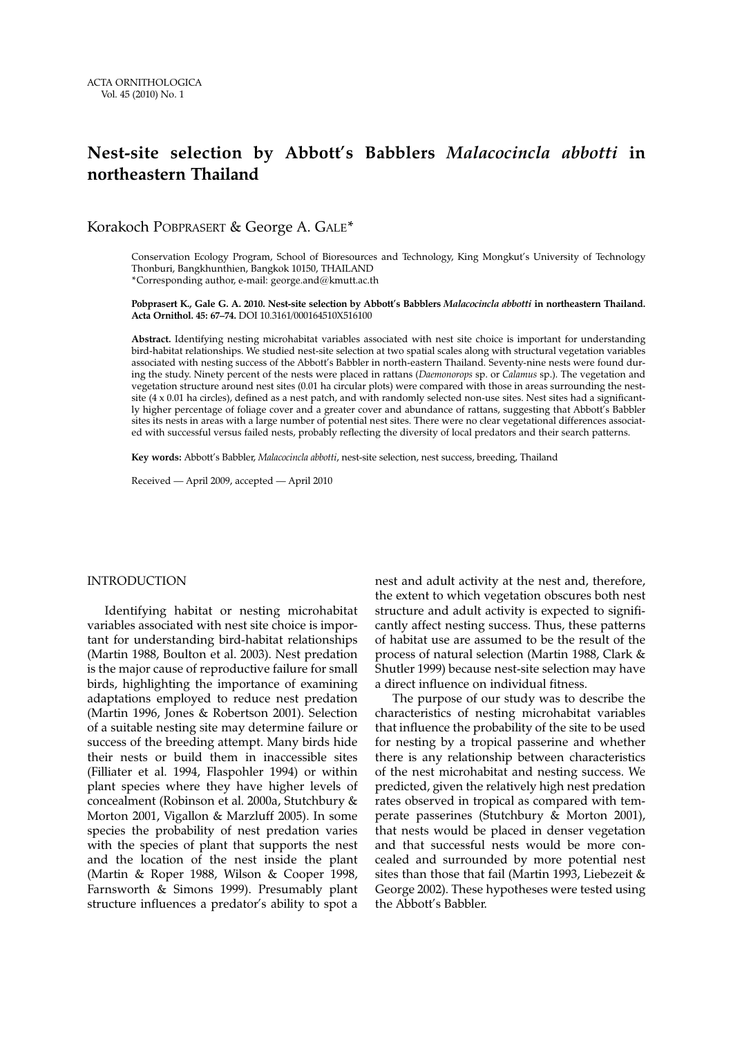# Nest-site selection by Abbott's Babblers *Malacocincla abbotti* in northeastern Thailand

Korakoch POBPRASERT & George A. GALE*

Conservation Ecology Program, School of Bioresources and Technology, King Mongkut's University of Technology Thonburi, Bangkhunthien, Bangkok 10150, THAILAND
*Corresponding author, e-mail: george.and@kmutt.ac.th

**Pobprasert K., Gale G. A. 2010. Nest-site selection by Abbott's Babblers *Malacocincla abbotti* in northeastern Thailand. Acta Ornithol. 45: 67–74.** DOI 10.3161/000164510X516100

**Abstract.** Identifying nesting microhabitat variables associated with nest site choice is important for understanding bird-habitat relationships. We studied nest-site selection at two spatial scales along with structural vegetation variables associated with nesting success of the Abbott's Babbler in north-eastern Thailand. Seventy-nine nests were found during the study. Ninety percent of the nests were placed in rattans (*Daemonorops* sp. or *Calamus* sp.). The vegetation and vegetation structure around nest sites (0.01 ha circular plots) were compared with those in areas surrounding the nest-site (4 x 0.01 ha circles), defined as a nest patch, and with randomly selected non-use sites. Nest sites had a significantly higher percentage of foliage cover and a greater cover and abundance of rattans, suggesting that Abbott's Babbler sites its nests in areas with a large number of potential nest sites. There were no clear vegetational differences associated with successful versus failed nests, probably reflecting the diversity of local predators and their search patterns.

**Key words:** Abbott's Babbler, *Malacocincla abbotti*, nest-site selection, nest success, breeding, Thailand

Received — April 2009, accepted — April 2010

## INTRODUCTION

Identifying habitat or nesting microhabitat variables associated with nest site choice is important for understanding bird-habitat relationships (Martin 1988, Boulton et al. 2003). Nest predation is the major cause of reproductive failure for small birds, highlighting the importance of examining adaptations employed to reduce nest predation (Martin 1996, Jones & Robertson 2001). Selection of a suitable nesting site may determine failure or success of the breeding attempt. Many birds hide their nests or build them in inaccessible sites (Filliater et al. 1994, Flaspohler 1994) or within plant species where they have higher levels of concealment (Robinson et al. 2000a, Stutchbury & Morton 2001, Vigallon & Marzluff 2005). In some species the probability of nest predation varies with the species of plant that supports the nest and the location of the nest inside the plant (Martin & Roper 1988, Wilson & Cooper 1998, Farnsworth & Simons 1999). Presumably plant structure influences a predator's ability to spot a nest and adult activity at the nest and, therefore, the extent to which vegetation obscures both nest structure and adult activity is expected to significantly affect nesting success. Thus, these patterns of habitat use are assumed to be the result of the process of natural selection (Martin 1988, Clark & Shutler 1999) because nest-site selection may have a direct influence on individual fitness.

The purpose of our study was to describe the characteristics of nesting microhabitat variables that influence the probability of the site to be used for nesting by a tropical passerine and whether there is any relationship between characteristics of the nest microhabitat and nesting success. We predicted, given the relatively high nest predation rates observed in tropical as compared with temperate passerines (Stutchbury & Morton 2001), that nests would be placed in denser vegetation and that successful nests would be more concealed and surrounded by more potential nest sites than those that fail (Martin 1993, Liebezeit & George 2002). These hypotheses were tested using the Abbott's Babbler.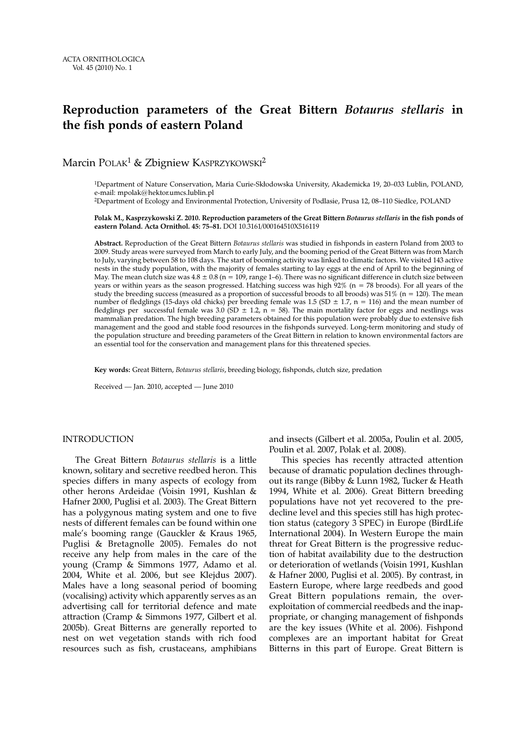# Reproduction parameters of the Great Bittern *Botaurus stellaris* in the fish ponds of eastern Poland

Marcin Polak[1] & Zbigniew Kasprzykowski[2]

[1]Department of Nature Conservation, Maria Curie-Skłodowska University, Akademicka 19, 20–033 Lublin, POLAND, e-mail: mpolak@hektor.umcs.lublin.pl
[2]Department of Ecology and Environmental Protection, University of Podlasie, Prusa 12, 08–110 Siedlce, POLAND

**Polak M., Kasprzykowski Z. 2010. Reproduction parameters of the Great Bittern *Botaurus stellaris* in the fish ponds of eastern Poland. Acta Ornithol. 45: 75–81.** DOI 10.3161/000164510X516119

**Abstract.** Reproduction of the Great Bittern *Botaurus stellaris* was studied in fishponds in eastern Poland from 2003 to 2009. Study areas were surveyed from March to early July, and the booming period of the Great Bittern was from March to July, varying between 58 to 108 days. The start of booming activity was linked to climatic factors. We visited 143 active nests in the study population, with the majority of females starting to lay eggs at the end of April to the beginning of May. The mean clutch size was 4.8 ± 0.8 (n = 109, range 1–6). There was no significant difference in clutch size between years or within years as the season progressed. Hatching success was high 92% (n = 78 broods). For all years of the study the breeding success (measured as a proportion of successful broods to all broods) was 51% (n = 120). The mean number of fledglings (15-days old chicks) per breeding female was 1.5 (SD ± 1.7, n = 116) and the mean number of fledglings per successful female was 3.0 (SD ± 1.2, n = 58). The main mortality factor for eggs and nestlings was mammalian predation. The high breeding parameters obtained for this population were probably due to extensive fish management and the good and stable food resources in the fishponds surveyed. Long-term monitoring and study of the population structure and breeding parameters of the Great Bittern in relation to known environmental factors are an essential tool for the conservation and management plans for this threatened species.

**Key words:** Great Bittern, *Botaurus stellaris*, breeding biology, fishponds, clutch size, predation

Received — Jan. 2010, accepted — June 2010

## INTRODUCTION

The Great Bittern *Botaurus stellaris* is a little known, solitary and secretive reedbed heron. This species differs in many aspects of ecology from other herons Ardeidae (Voisin 1991, Kushlan & Hafner 2000, Puglisi et al. 2003). The Great Bittern has a polygynous mating system and one to five nests of different females can be found within one male's booming range (Gauckler & Kraus 1965, Puglisi & Bretagnolle 2005). Females do not receive any help from males in the care of the young (Cramp & Simmons 1977, Adamo et al. 2004, White et al. 2006, but see Klejdus 2007). Males have a long seasonal period of booming (vocalising) activity which apparently serves as an advertising call for territorial defence and mate attraction (Cramp & Simmons 1977, Gilbert et al. 2005b). Great Bitterns are generally reported to nest on wet vegetation stands with rich food resources such as fish, crustaceans, amphibians and insects (Gilbert et al. 2005a, Poulin et al. 2005, Poulin et al. 2007, Polak et al. 2008).

This species has recently attracted attention because of dramatic population declines throughout its range (Bibby & Lunn 1982, Tucker & Heath 1994, White et al. 2006). Great Bittern breeding populations have not yet recovered to the pre-decline level and this species still has high protection status (category 3 SPEC) in Europe (BirdLife International 2004). In Western Europe the main threat for Great Bittern is the progressive reduction of habitat availability due to the destruction or deterioration of wetlands (Voisin 1991, Kushlan & Hafner 2000, Puglisi et al. 2005). By contrast, in Eastern Europe, where large reedbeds and good Great Bittern populations remain, the over-exploitation of commercial reedbeds and the inappropriate, or changing management of fishponds are the key issues (White et al. 2006). Fishpond complexes are an important habitat for Great Bitterns in this part of Europe. Great Bittern is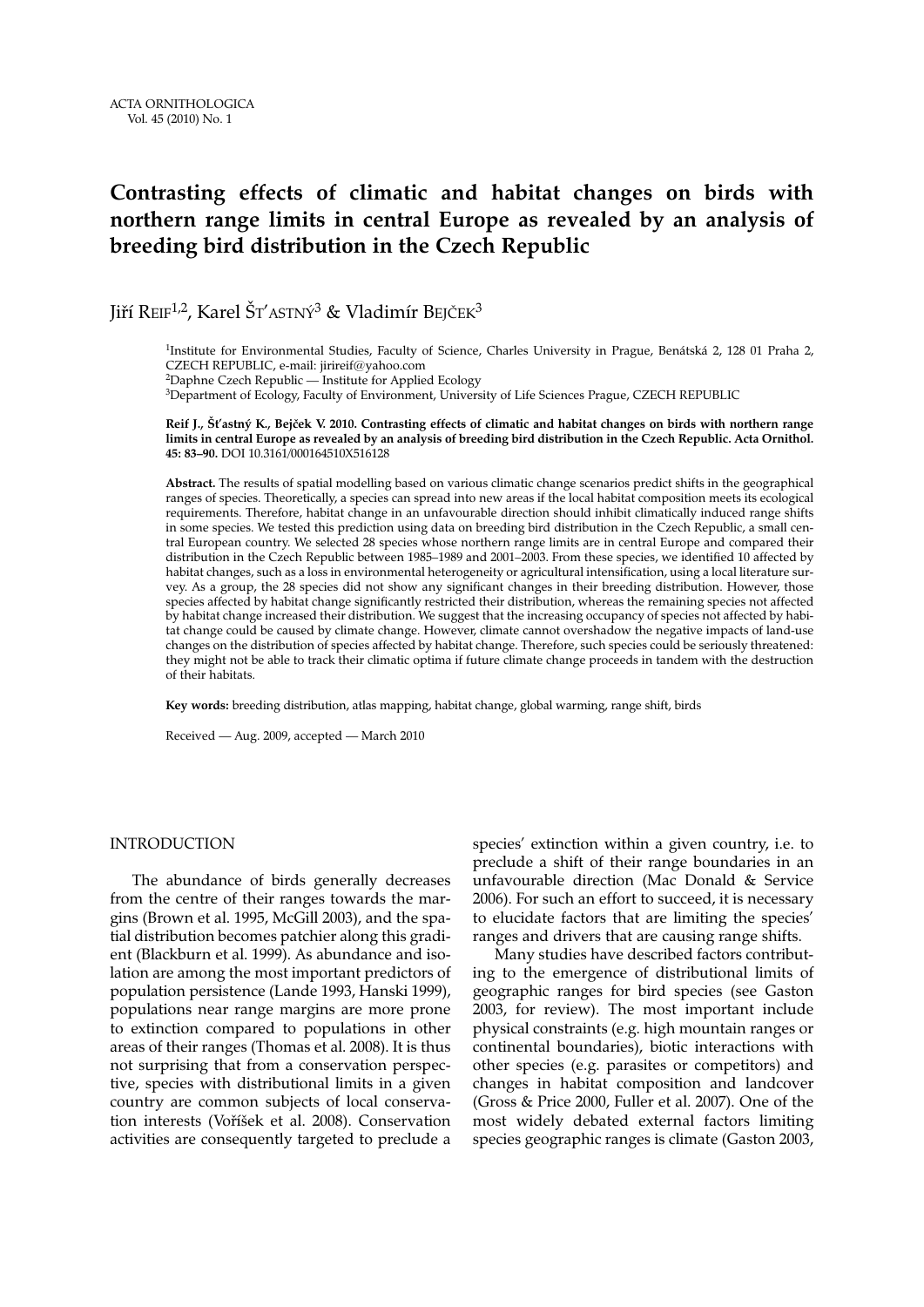ACTA ORNITHOLOGICA
Vol. 45 (2010) No. 1

# Contrasting effects of climatic and habitat changes on birds with northern range limits in central Europe as revealed by an analysis of breeding bird distribution in the Czech Republic

Jiří Reif[1,2], Karel Šťastný[3] & Vladimír Bejček[3]

[1]Institute for Environmental Studies, Faculty of Science, Charles University in Prague, Benátská 2, 128 01 Praha 2, CZECH REPUBLIC, e-mail: jirireif@yahoo.com

[2]Daphne Czech Republic — Institute for Applied Ecology

[3]Department of Ecology, Faculty of Environment, University of Life Sciences Prague, CZECH REPUBLIC

**Reif J., Šťastný K., Bejček V. 2010. Contrasting effects of climatic and habitat changes on birds with northern range limits in central Europe as revealed by an analysis of breeding bird distribution in the Czech Republic. Acta Ornithol. 45: 83–90.** DOI 10.3161/000164510X516128

**Abstract.** The results of spatial modelling based on various climatic change scenarios predict shifts in the geographical ranges of species. Theoretically, a species can spread into new areas if the local habitat composition meets its ecological requirements. Therefore, habitat change in an unfavourable direction should inhibit climatically induced range shifts in some species. We tested this prediction using data on breeding bird distribution in the Czech Republic, a small central European country. We selected 28 species whose northern range limits are in central Europe and compared their distribution in the Czech Republic between 1985–1989 and 2001–2003. From these species, we identified 10 affected by habitat changes, such as a loss in environmental heterogeneity or agricultural intensification, using a local literature survey. As a group, the 28 species did not show any significant changes in their breeding distribution. However, those species affected by habitat change significantly restricted their distribution, whereas the remaining species not affected by habitat change increased their distribution. We suggest that the increasing occupancy of species not affected by habitat change could be caused by climate change. However, climate cannot overshadow the negative impacts of land-use changes on the distribution of species affected by habitat change. Therefore, such species could be seriously threatened: they might not be able to track their climatic optima if future climate change proceeds in tandem with the destruction of their habitats.

**Key words:** breeding distribution, atlas mapping, habitat change, global warming, range shift, birds

Received — Aug. 2009, accepted — March 2010

## INTRODUCTION

The abundance of birds generally decreases from the centre of their ranges towards the margins (Brown et al. 1995, McGill 2003), and the spatial distribution becomes patchier along this gradient (Blackburn et al. 1999). As abundance and isolation are among the most important predictors of population persistence (Lande 1993, Hanski 1999), populations near range margins are more prone to extinction compared to populations in other areas of their ranges (Thomas et al. 2008). It is thus not surprising that from a conservation perspective, species with distributional limits in a given country are common subjects of local conservation interests (Voříšek et al. 2008). Conservation activities are consequently targeted to preclude a species' extinction within a given country, i.e. to preclude a shift of their range boundaries in an unfavourable direction (Mac Donald & Service 2006). For such an effort to succeed, it is necessary to elucidate factors that are limiting the species' ranges and drivers that are causing range shifts.

Many studies have described factors contributing to the emergence of distributional limits of geographic ranges for bird species (see Gaston 2003, for review). The most important include physical constraints (e.g. high mountain ranges or continental boundaries), biotic interactions with other species (e.g. parasites or competitors) and changes in habitat composition and landcover (Gross & Price 2000, Fuller et al. 2007). One of the most widely debated external factors limiting species geographic ranges is climate (Gaston 2003,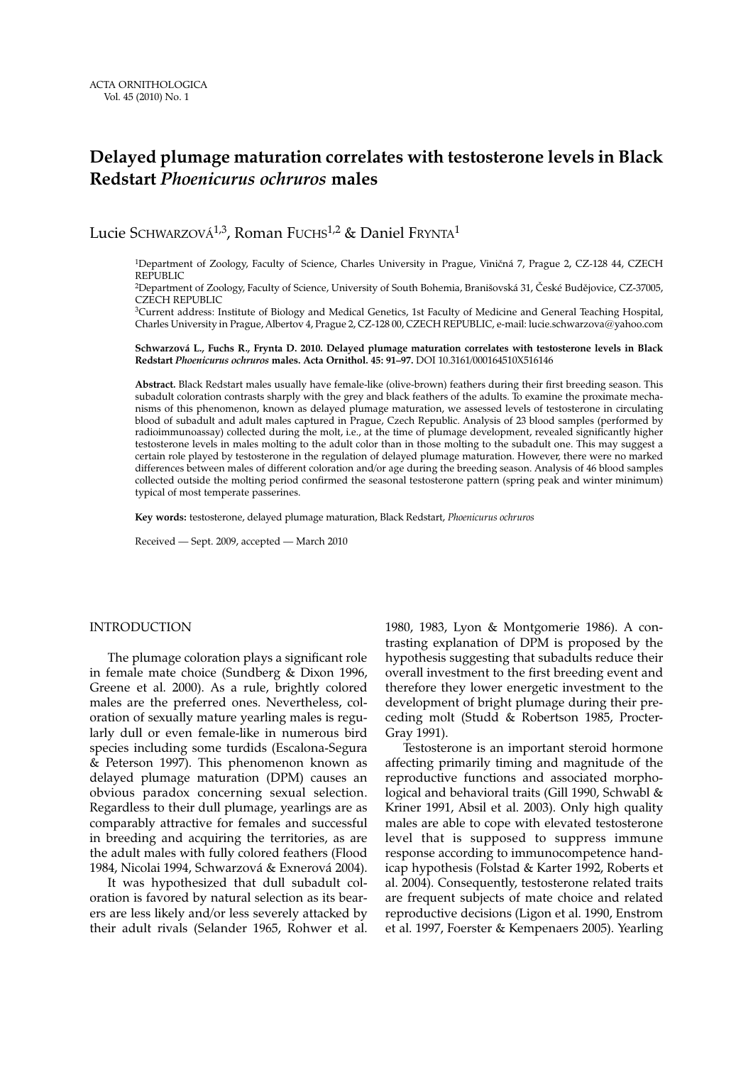# Delayed plumage maturation correlates with testosterone levels in Black Redstart *Phoenicurus ochruros* males

Lucie Schwarzová[1,3], Roman Fuchs[1,2] & Daniel Frynta[1]

[1]Department of Zoology, Faculty of Science, Charles University in Prague, Viničná 7, Prague 2, CZ-128 44, CZECH REPUBLIC
[2]Department of Zoology, Faculty of Science, University of South Bohemia, Branišovská 31, České Budějovice, CZ-37005, CZECH REPUBLIC
[3]Current address: Institute of Biology and Medical Genetics, 1st Faculty of Medicine and General Teaching Hospital, Charles University in Prague, Albertov 4, Prague 2, CZ-128 00, CZECH REPUBLIC, e-mail: lucie.schwarzova@yahoo.com

**Schwarzová L., Fuchs R., Frynta D. 2010. Delayed plumage maturation correlates with testosterone levels in Black Redstart *Phoenicurus ochruros* males. Acta Ornithol. 45: 91–97.** DOI 10.3161/000164510X516146

**Abstract.** Black Redstart males usually have female-like (olive-brown) feathers during their first breeding season. This subadult coloration contrasts sharply with the grey and black feathers of the adults. To examine the proximate mechanisms of this phenomenon, known as delayed plumage maturation, we assessed levels of testosterone in circulating blood of subadult and adult males captured in Prague, Czech Republic. Analysis of 23 blood samples (performed by radioimmunoassay) collected during the molt, i.e., at the time of plumage development, revealed significantly higher testosterone levels in males molting to the adult color than in those molting to the subadult one. This may suggest a certain role played by testosterone in the regulation of delayed plumage maturation. However, there were no marked differences between males of different coloration and/or age during the breeding season. Analysis of 46 blood samples collected outside the molting period confirmed the seasonal testosterone pattern (spring peak and winter minimum) typical of most temperate passerines.

**Key words:** testosterone, delayed plumage maturation, Black Redstart, *Phoenicurus ochruros*

Received — Sept. 2009, accepted — March 2010

## INTRODUCTION

The plumage coloration plays a significant role in female mate choice (Sundberg & Dixon 1996, Greene et al. 2000). As a rule, brightly colored males are the preferred ones. Nevertheless, coloration of sexually mature yearling males is regularly dull or even female-like in numerous bird species including some turdids (Escalona-Segura & Peterson 1997). This phenomenon known as delayed plumage maturation (DPM) causes an obvious paradox concerning sexual selection. Regardless to their dull plumage, yearlings are as comparably attractive for females and successful in breeding and acquiring the territories, as are the adult males with fully colored feathers (Flood 1984, Nicolai 1994, Schwarzová & Exnerová 2004).

It was hypothesized that dull subadult coloration is favored by natural selection as its bearers are less likely and/or less severely attacked by their adult rivals (Selander 1965, Rohwer et al. 1980, 1983, Lyon & Montgomerie 1986). A contrasting explanation of DPM is proposed by the hypothesis suggesting that subadults reduce their overall investment to the first breeding event and therefore they lower energetic investment to the development of bright plumage during their preceding molt (Studd & Robertson 1985, Procter-Gray 1991).

Testosterone is an important steroid hormone affecting primarily timing and magnitude of the reproductive functions and associated morphological and behavioral traits (Gill 1990, Schwabl & Kriner 1991, Absil et al. 2003). Only high quality males are able to cope with elevated testosterone level that is supposed to suppress immune response according to immunocompetence handicap hypothesis (Folstad & Karter 1992, Roberts et al. 2004). Consequently, testosterone related traits are frequent subjects of mate choice and related reproductive decisions (Ligon et al. 1990, Enstrom et al. 1997, Foerster & Kempenaers 2005). Yearling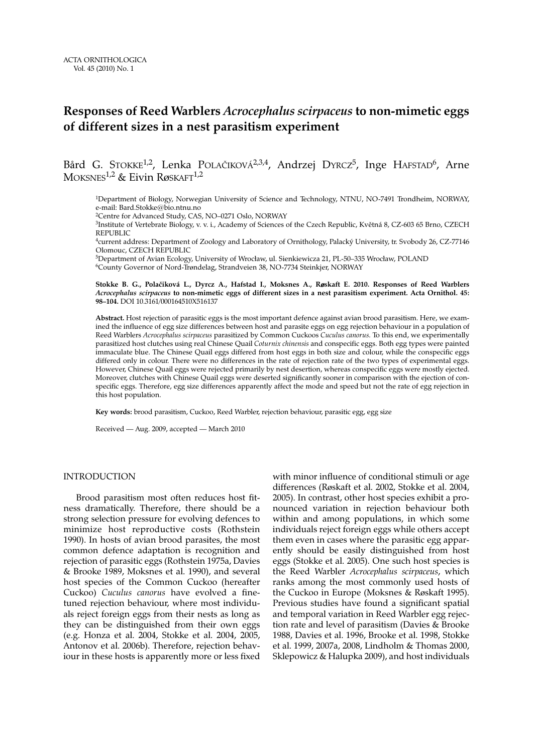# Responses of Reed Warblers *Acrocephalus scirpaceus* to non-mimetic eggs of different sizes in a nest parasitism experiment

Bård G. STOKKE[1,2], Lenka POLAČIKOVÁ[2,3,4], Andrzej DYRCZ[5], Inge HAFSTAD[6], Arne MOKSNES[1,2] & Eivin RØSKAFT[1,2]

[1]Department of Biology, Norwegian University of Science and Technology, NTNU, NO-7491 Trondheim, NORWAY, e-mail: Bard.Stokke@bio.ntnu.no

[2]Centre for Advanced Study, CAS, NO–0271 Oslo, NORWAY

[3]Institute of Vertebrate Biology, v. v. i., Academy of Sciences of the Czech Republic, Květná 8, CZ-603 65 Brno, CZECH REPUBLIC

[4]current address: Department of Zoology and Laboratory of Ornithology, Palacký University, tr. Svobody 26, CZ-77146 Olomouc, CZECH REPUBLIC

[5]Department of Avian Ecology, University of Wrocław, ul. Sienkiewicza 21, PL-50–335 Wrocław, POLAND

[6]County Governor of Nord-Trøndelag, Strandveien 38, NO-7734 Steinkjer, NORWAY

**Stokke B. G., Polačiková L., Dyrcz A., Hafstad I., Moksnes A., Røskaft E. 2010. Responses of Reed Warblers *Acrocephalus scirpaceus* to non-mimetic eggs of different sizes in a nest parasitism experiment. Acta Ornithol. 45: 98–104.** DOI 10.3161/000164510X516137

**Abstract.** Host rejection of parasitic eggs is the most important defence against avian brood parasitism. Here, we examined the influence of egg size differences between host and parasite eggs on egg rejection behaviour in a population of Reed Warblers *Acrocephalus scirpaceus* parasitized by Common Cuckoos *Cuculus canorus*. To this end, we experimentally parasitized host clutches using real Chinese Quail *Coturnix chinensis* and conspecific eggs. Both egg types were painted immaculate blue. The Chinese Quail eggs differed from host eggs in both size and colour, while the conspecific eggs differed only in colour. There were no differences in the rate of rejection rate of the two types of experimental eggs. However, Chinese Quail eggs were rejected primarily by nest desertion, whereas conspecific eggs were mostly ejected. Moreover, clutches with Chinese Quail eggs were deserted significantly sooner in comparison with the ejection of conspecific eggs. Therefore, egg size differences apparently affect the mode and speed but not the rate of egg rejection in this host population.

**Key words:** brood parasitism, Cuckoo, Reed Warbler, rejection behaviour, parasitic egg, egg size

Received — Aug. 2009, accepted — March 2010

## INTRODUCTION

Brood parasitism most often reduces host fitness dramatically. Therefore, there should be a strong selection pressure for evolving defences to minimize host reproductive costs (Rothstein 1990). In hosts of avian brood parasites, the most common defence adaptation is recognition and rejection of parasitic eggs (Rothstein 1975a, Davies & Brooke 1989, Moksnes et al. 1990), and several host species of the Common Cuckoo (hereafter Cuckoo) *Cuculus canorus* have evolved a fine-tuned rejection behaviour, where most individuals reject foreign eggs from their nests as long as they can be distinguished from their own eggs (e.g. Honza et al. 2004, Stokke et al. 2004, 2005, Antonov et al. 2006b). Therefore, rejection behaviour in these hosts is apparently more or less fixed with minor influence of conditional stimuli or age differences (Røskaft et al. 2002, Stokke et al. 2004, 2005). In contrast, other host species exhibit a pronounced variation in rejection behaviour both within and among populations, in which some individuals reject foreign eggs while others accept them even in cases where the parasitic egg apparently should be easily distinguished from host eggs (Stokke et al. 2005). One such host species is the Reed Warbler *Acrocephalus scirpaceus*, which ranks among the most commonly used hosts of the Cuckoo in Europe (Moksnes & Røskaft 1995). Previous studies have found a significant spatial and temporal variation in Reed Warbler egg rejection rate and level of parasitism (Davies & Brooke 1988, Davies et al. 1996, Brooke et al. 1998, Stokke et al. 1999, 2007a, 2008, Lindholm & Thomas 2000, Sklepowicz & Halupka 2009), and host individuals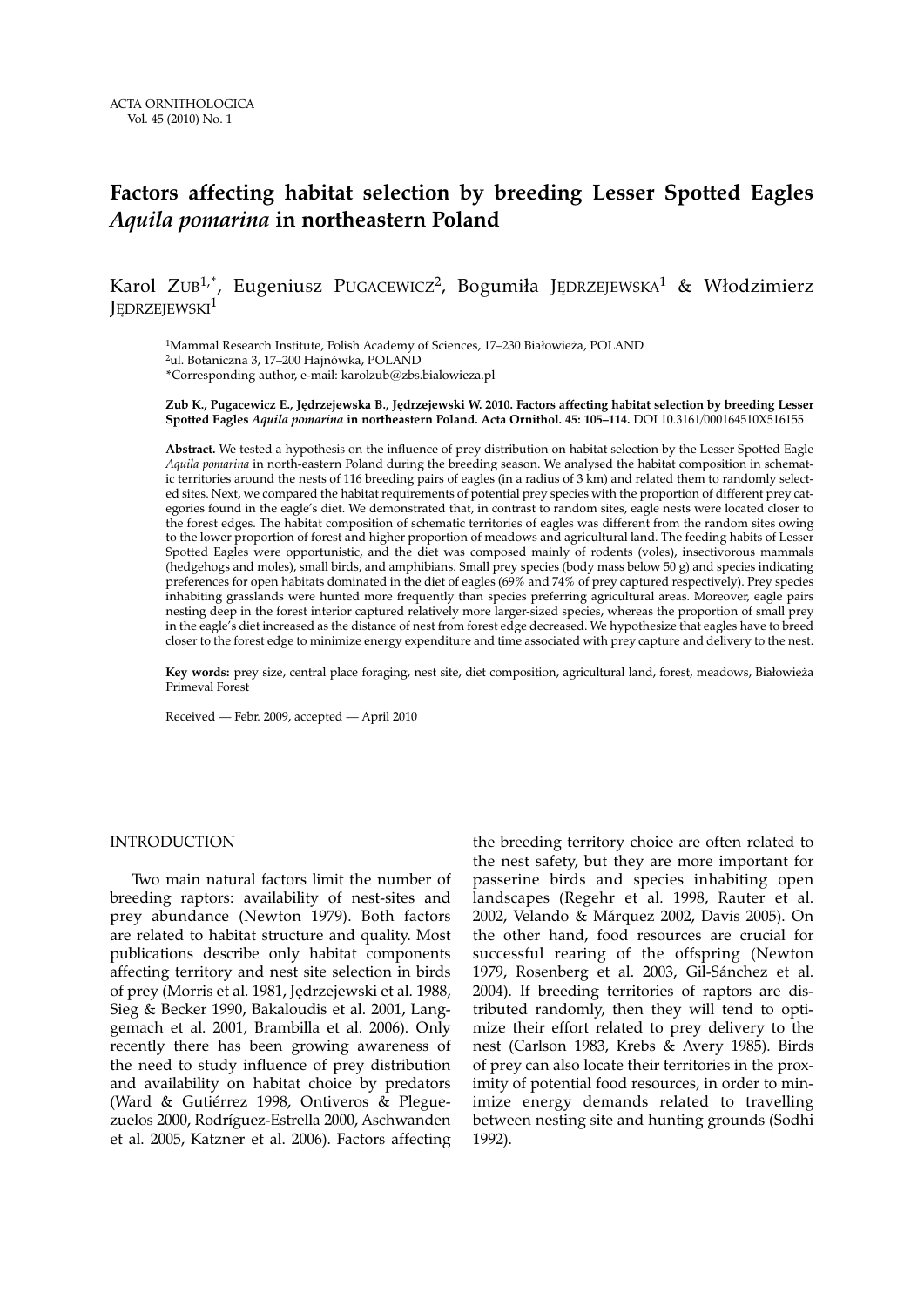# Factors affecting habitat selection by breeding Lesser Spotted Eagles *Aquila pomarina* in northeastern Poland

Karol Zub[1,*], Eugeniusz Pugacewicz[2], Bogumiła Jędrzejewska[1] & Włodzimierz Jędrzejewski[1]

[1]Mammal Research Institute, Polish Academy of Sciences, 17–230 Białowieża, POLAND
[2]ul. Botaniczna 3, 17–200 Hajnówka, POLAND
*Corresponding author, e-mail: karolzub@zbs.bialowieza.pl

**Zub K., Pugacewicz E., Jędrzejewska B., Jędrzejewski W. 2010. Factors affecting habitat selection by breeding Lesser Spotted Eagles *Aquila pomarina* in northeastern Poland. Acta Ornithol. 45: 105–114.** DOI 10.3161/000164510X516155

**Abstract.** We tested a hypothesis on the influence of prey distribution on habitat selection by the Lesser Spotted Eagle *Aquila pomarina* in north-eastern Poland during the breeding season. We analysed the habitat composition in schematic territories around the nests of 116 breeding pairs of eagles (in a radius of 3 km) and related them to randomly selected sites. Next, we compared the habitat requirements of potential prey species with the proportion of different prey categories found in the eagle's diet. We demonstrated that, in contrast to random sites, eagle nests were located closer to the forest edges. The habitat composition of schematic territories of eagles was different from the random sites owing to the lower proportion of forest and higher proportion of meadows and agricultural land. The feeding habits of Lesser Spotted Eagles were opportunistic, and the diet was composed mainly of rodents (voles), insectivorous mammals (hedgehogs and moles), small birds, and amphibians. Small prey species (body mass below 50 g) and species indicating preferences for open habitats dominated in the diet of eagles (69% and 74% of prey captured respectively). Prey species inhabiting grasslands were hunted more frequently than species preferring agricultural areas. Moreover, eagle pairs nesting deep in the forest interior captured relatively more larger-sized species, whereas the proportion of small prey in the eagle's diet increased as the distance of nest from forest edge decreased. We hypothesize that eagles have to breed closer to the forest edge to minimize energy expenditure and time associated with prey capture and delivery to the nest.

**Key words:** prey size, central place foraging, nest site, diet composition, agricultural land, forest, meadows, Białowieża Primeval Forest

Received — Febr. 2009, accepted — April 2010

## INTRODUCTION

Two main natural factors limit the number of breeding raptors: availability of nest-sites and prey abundance (Newton 1979). Both factors are related to habitat structure and quality. Most publications describe only habitat components affecting territory and nest site selection in birds of prey (Morris et al. 1981, Jędrzejewski et al. 1988, Sieg & Becker 1990, Bakaloudis et al. 2001, Langgemach et al. 2001, Brambilla et al. 2006). Only recently there has been growing awareness of the need to study influence of prey distribution and availability on habitat choice by predators (Ward & Gutiérrez 1998, Ontiveros & Pleguezuelos 2000, Rodríguez-Estrella 2000, Aschwanden et al. 2005, Katzner et al. 2006). Factors affecting the breeding territory choice are often related to the nest safety, but they are more important for passerine birds and species inhabiting open landscapes (Regehr et al. 1998, Rauter et al. 2002, Velando & Márquez 2002, Davis 2005). On the other hand, food resources are crucial for successful rearing of the offspring (Newton 1979, Rosenberg et al. 2003, Gil-Sánchez et al. 2004). If breeding territories of raptors are distributed randomly, then they will tend to optimize their effort related to prey delivery to the nest (Carlson 1983, Krebs & Avery 1985). Birds of prey can also locate their territories in the proximity of potential food resources, in order to minimize energy demands related to travelling between nesting site and hunting grounds (Sodhi 1992).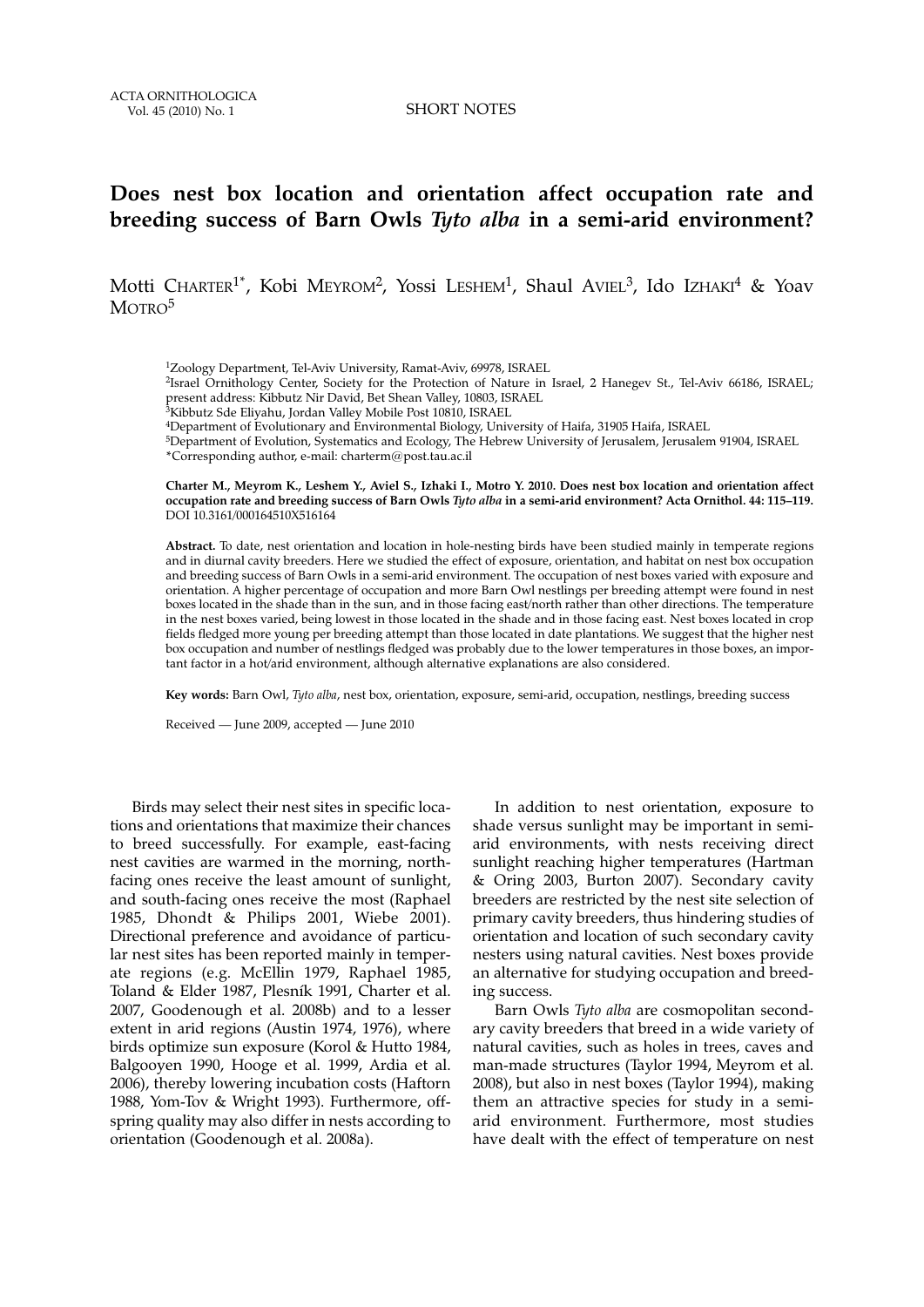# Does nest box location and orientation affect occupation rate and breeding success of Barn Owls *Tyto alba* in a semi-arid environment?

Motti Charter[1*], Kobi Meyrom[2], Yossi Leshem[1], Shaul Aviel[3], Ido Izhaki[4] & Yoav Motro[5]

[1]Zoology Department, Tel-Aviv University, Ramat-Aviv, 69978, ISRAEL
[2]Israel Ornithology Center, Society for the Protection of Nature in Israel, 2 Hanegev St., Tel-Aviv 66186, ISRAEL; present address: Kibbutz Nir David, Bet Shean Valley, 10803, ISRAEL
[3]Kibbutz Sde Eliyahu, Jordan Valley Mobile Post 10810, ISRAEL
[4]Department of Evolutionary and Environmental Biology, University of Haifa, 31905 Haifa, ISRAEL
[5]Department of Evolution, Systematics and Ecology, The Hebrew University of Jerusalem, Jerusalem 91904, ISRAEL
*Corresponding author, e-mail: charterm@post.tau.ac.il

**Charter M., Meyrom K., Leshem Y., Aviel S., Izhaki I., Motro Y. 2010. Does nest box location and orientation affect occupation rate and breeding success of Barn Owls *Tyto alba* in a semi-arid environment? Acta Ornithol. 44: 115–119.** DOI 10.3161/000164510X516164

**Abstract.** To date, nest orientation and location in hole-nesting birds have been studied mainly in temperate regions and in diurnal cavity breeders. Here we studied the effect of exposure, orientation, and habitat on nest box occupation and breeding success of Barn Owls in a semi-arid environment. The occupation of nest boxes varied with exposure and orientation. A higher percentage of occupation and more Barn Owl nestlings per breeding attempt were found in nest boxes located in the shade than in the sun, and in those facing east/north rather than other directions. The temperature in the nest boxes varied, being lowest in those located in the shade and in those facing east. Nest boxes located in crop fields fledged more young per breeding attempt than those located in date plantations. We suggest that the higher nest box occupation and number of nestlings fledged was probably due to the lower temperatures in those boxes, an important factor in a hot/arid environment, although alternative explanations are also considered.

**Key words:** Barn Owl, *Tyto alba*, nest box, orientation, exposure, semi-arid, occupation, nestlings, breeding success

Received — June 2009, accepted — June 2010

Birds may select their nest sites in specific locations and orientations that maximize their chances to breed successfully. For example, east-facing nest cavities are warmed in the morning, north-facing ones receive the least amount of sunlight, and south-facing ones receive the most (Raphael 1985, Dhondt & Philips 2001, Wiebe 2001). Directional preference and avoidance of particular nest sites has been reported mainly in temperate regions (e.g. McEllin 1979, Raphael 1985, Toland & Elder 1987, Plesník 1991, Charter et al. 2007, Goodenough et al. 2008b) and to a lesser extent in arid regions (Austin 1974, 1976), where birds optimize sun exposure (Korol & Hutto 1984, Balgooyen 1990, Hooge et al. 1999, Ardia et al. 2006), thereby lowering incubation costs (Haftorn 1988, Yom-Tov & Wright 1993). Furthermore, offspring quality may also differ in nests according to orientation (Goodenough et al. 2008a).

In addition to nest orientation, exposure to shade versus sunlight may be important in semi-arid environments, with nests receiving direct sunlight reaching higher temperatures (Hartman & Oring 2003, Burton 2007). Secondary cavity breeders are restricted by the nest site selection of primary cavity breeders, thus hindering studies of orientation and location of such secondary cavity nesters using natural cavities. Nest boxes provide an alternative for studying occupation and breeding success.

Barn Owls *Tyto alba* are cosmopolitan secondary cavity breeders that breed in a wide variety of natural cavities, such as holes in trees, caves and man-made structures (Taylor 1994, Meyrom et al. 2008), but also in nest boxes (Taylor 1994), making them an attractive species for study in a semi-arid environment. Furthermore, most studies have dealt with the effect of temperature on nest